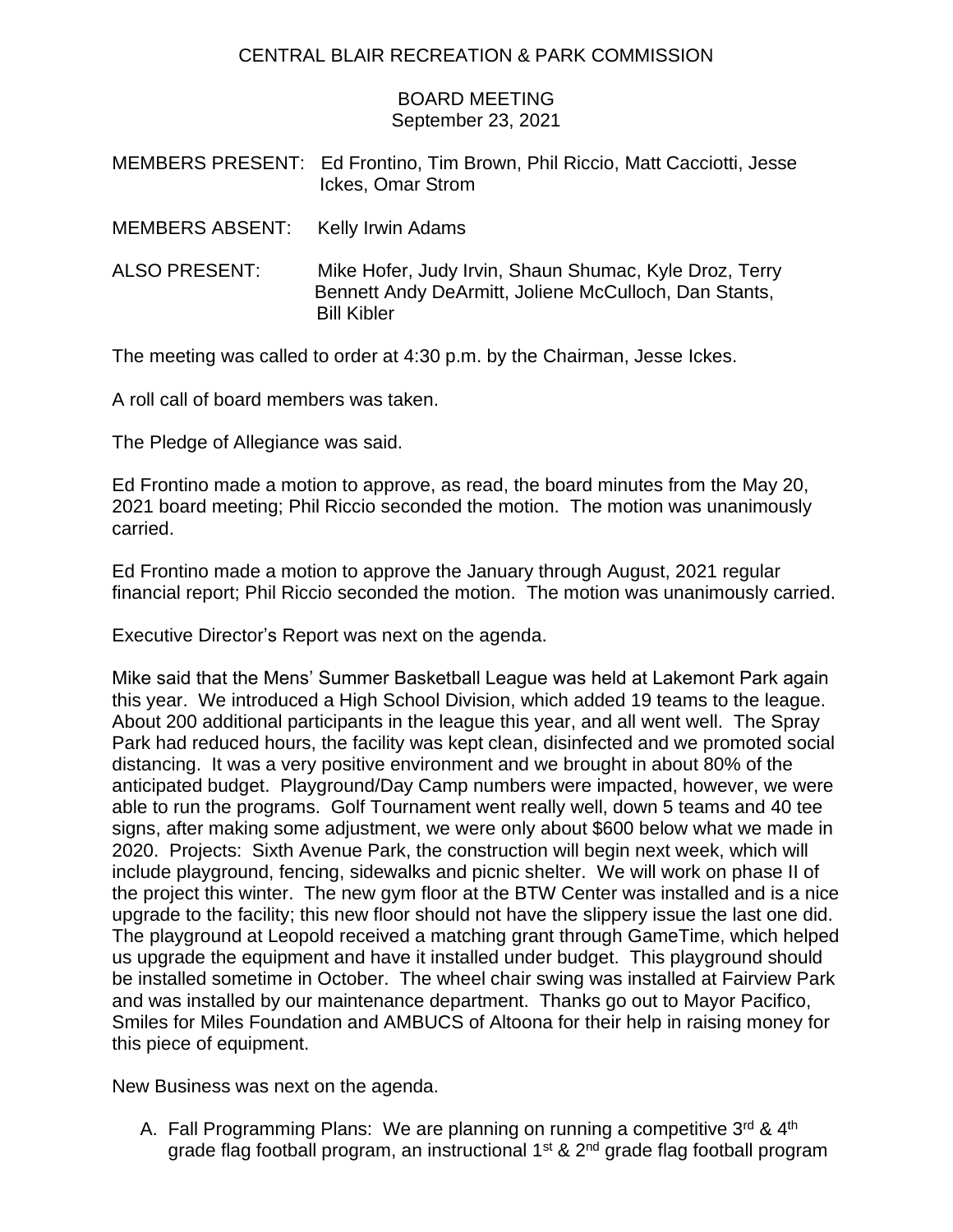# CENTRAL BLAIR RECREATION & PARK COMMISSION

## BOARD MEETING
September 23, 2021

MEMBERS PRESENT: Ed Frontino, Tim Brown, Phil Riccio, Matt Cacciotti, Jesse Ickes, Omar Strom

MEMBERS ABSENT: Kelly Irwin Adams

ALSO PRESENT: Mike Hofer, Judy Irvin, Shaun Shumac, Kyle Droz, Terry Bennett Andy DeArmitt, Joliene McCulloch, Dan Stants, Bill Kibler

The meeting was called to order at 4:30 p.m. by the Chairman, Jesse Ickes.

A roll call of board members was taken.

The Pledge of Allegiance was said.

Ed Frontino made a motion to approve, as read, the board minutes from the May 20, 2021 board meeting; Phil Riccio seconded the motion. The motion was unanimously carried.

Ed Frontino made a motion to approve the January through August, 2021 regular financial report; Phil Riccio seconded the motion. The motion was unanimously carried.

Executive Director's Report was next on the agenda.

Mike said that the Mens' Summer Basketball League was held at Lakemont Park again this year. We introduced a High School Division, which added 19 teams to the league. About 200 additional participants in the league this year, and all went well. The Spray Park had reduced hours, the facility was kept clean, disinfected and we promoted social distancing. It was a very positive environment and we brought in about 80% of the anticipated budget. Playground/Day Camp numbers were impacted, however, we were able to run the programs. Golf Tournament went really well, down 5 teams and 40 tee signs, after making some adjustment, we were only about $600 below what we made in 2020. Projects: Sixth Avenue Park, the construction will begin next week, which will include playground, fencing, sidewalks and picnic shelter. We will work on phase II of the project this winter. The new gym floor at the BTW Center was installed and is a nice upgrade to the facility; this new floor should not have the slippery issue the last one did. The playground at Leopold received a matching grant through GameTime, which helped us upgrade the equipment and have it installed under budget. This playground should be installed sometime in October. The wheel chair swing was installed at Fairview Park and was installed by our maintenance department. Thanks go out to Mayor Pacifico, Smiles for Miles Foundation and AMBUCS of Altoona for their help in raising money for this piece of equipment.

New Business was next on the agenda.

A. Fall Programming Plans: We are planning on running a competitive 3rd & 4th grade flag football program, an instructional 1st & 2nd grade flag football program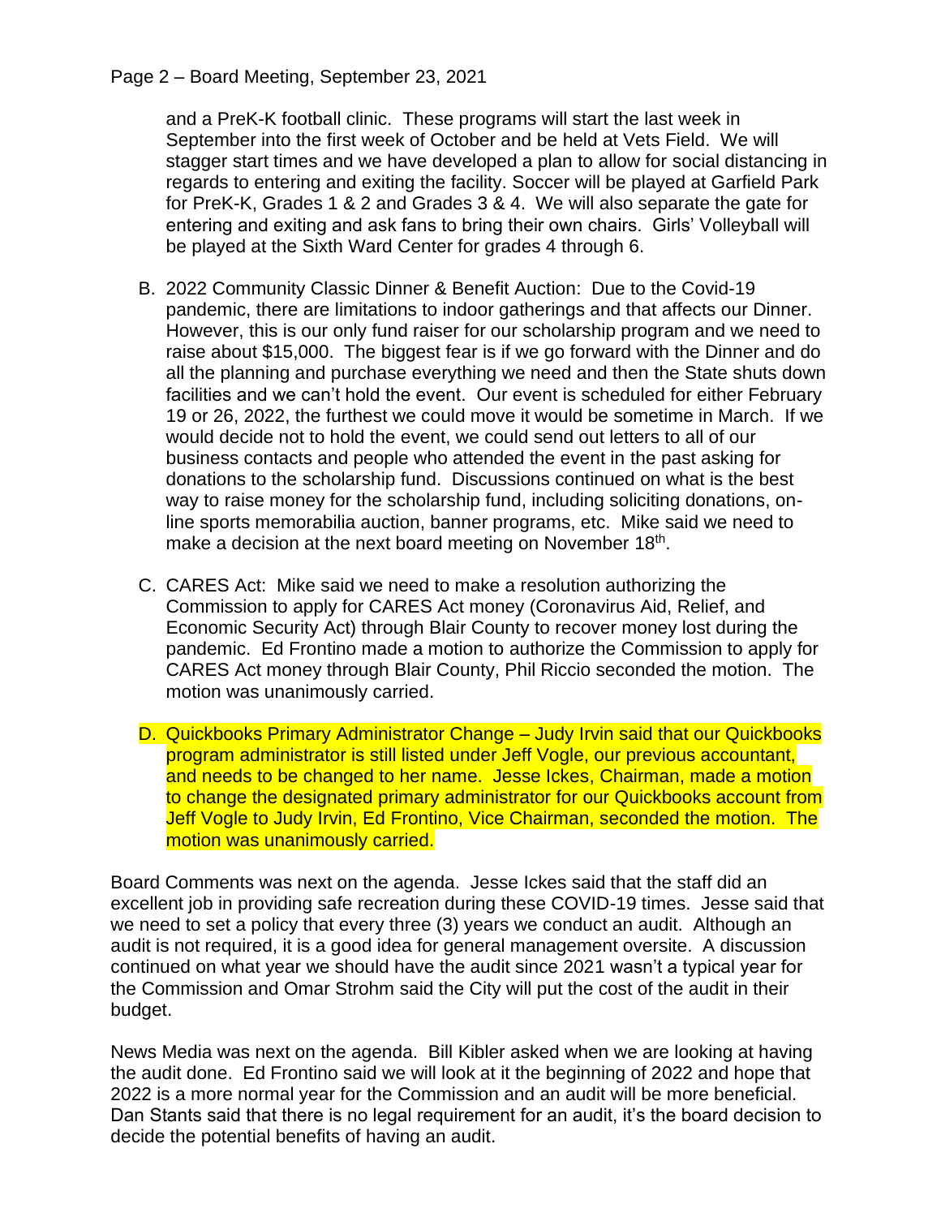and a PreK-K football clinic. These programs will start the last week in September into the first week of October and be held at Vets Field. We will stagger start times and we have developed a plan to allow for social distancing in regards to entering and exiting the facility. Soccer will be played at Garfield Park for PreK-K, Grades 1 & 2 and Grades 3 & 4. We will also separate the gate for entering and exiting and ask fans to bring their own chairs. Girls' Volleyball will be played at the Sixth Ward Center for grades 4 through 6.

B. 2022 Community Classic Dinner & Benefit Auction: Due to the Covid-19 pandemic, there are limitations to indoor gatherings and that affects our Dinner. However, this is our only fund raiser for our scholarship program and we need to raise about $15,000. The biggest fear is if we go forward with the Dinner and do all the planning and purchase everything we need and then the State shuts down facilities and we can't hold the event. Our event is scheduled for either February 19 or 26, 2022, the furthest we could move it would be sometime in March. If we would decide not to hold the event, we could send out letters to all of our business contacts and people who attended the event in the past asking for donations to the scholarship fund. Discussions continued on what is the best way to raise money for the scholarship fund, including soliciting donations, on-line sports memorabilia auction, banner programs, etc. Mike said we need to make a decision at the next board meeting on November 18th.

C. CARES Act: Mike said we need to make a resolution authorizing the Commission to apply for CARES Act money (Coronavirus Aid, Relief, and Economic Security Act) through Blair County to recover money lost during the pandemic. Ed Frontino made a motion to authorize the Commission to apply for CARES Act money through Blair County, Phil Riccio seconded the motion. The motion was unanimously carried.

D. Quickbooks Primary Administrator Change – Judy Irvin said that our Quickbooks program administrator is still listed under Jeff Vogle, our previous accountant, and needs to be changed to her name. Jesse Ickes, Chairman, made a motion to change the designated primary administrator for our Quickbooks account from Jeff Vogle to Judy Irvin, Ed Frontino, Vice Chairman, seconded the motion. The motion was unanimously carried.

Board Comments was next on the agenda. Jesse Ickes said that the staff did an excellent job in providing safe recreation during these COVID-19 times. Jesse said that we need to set a policy that every three (3) years we conduct an audit. Although an audit is not required, it is a good idea for general management oversite. A discussion continued on what year we should have the audit since 2021 wasn't a typical year for the Commission and Omar Strohm said the City will put the cost of the audit in their budget.

News Media was next on the agenda. Bill Kibler asked when we are looking at having the audit done. Ed Frontino said we will look at it the beginning of 2022 and hope that 2022 is a more normal year for the Commission and an audit will be more beneficial. Dan Stants said that there is no legal requirement for an audit, it's the board decision to decide the potential benefits of having an audit.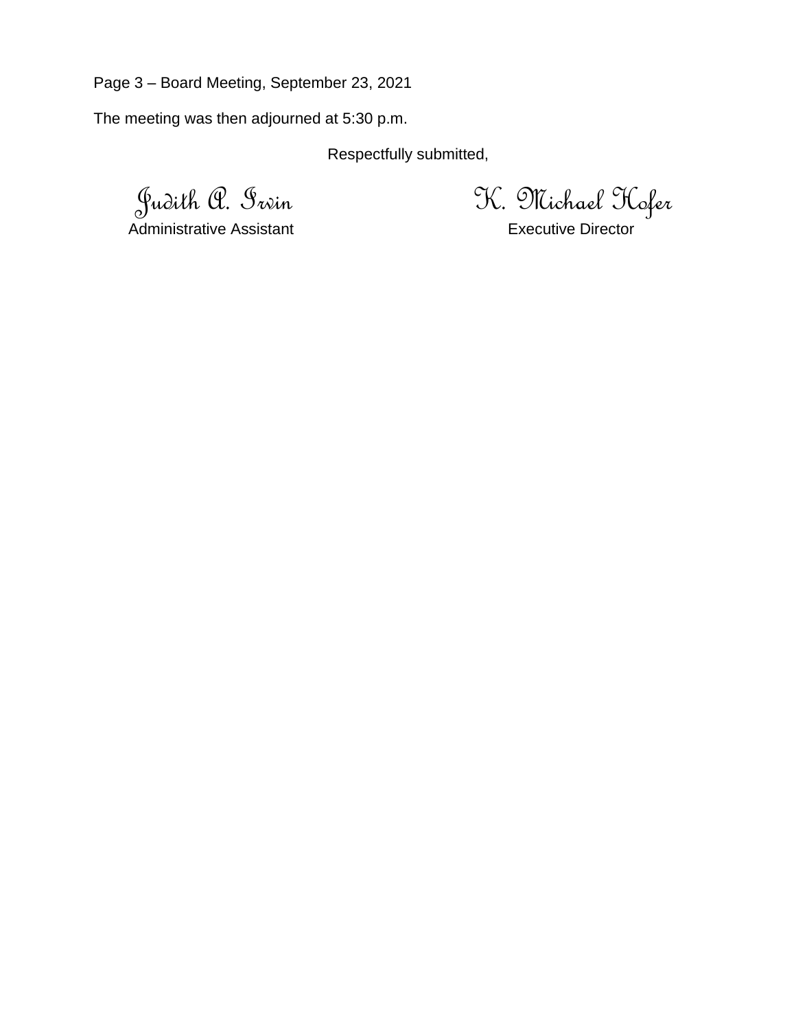The meeting was then adjourned at 5:30 p.m.

Respectfully submitted,

| | |
|---|---|
| *Judith A. Irvin* | *K. Michael Hofer* |
| Administrative Assistant | Executive Director |